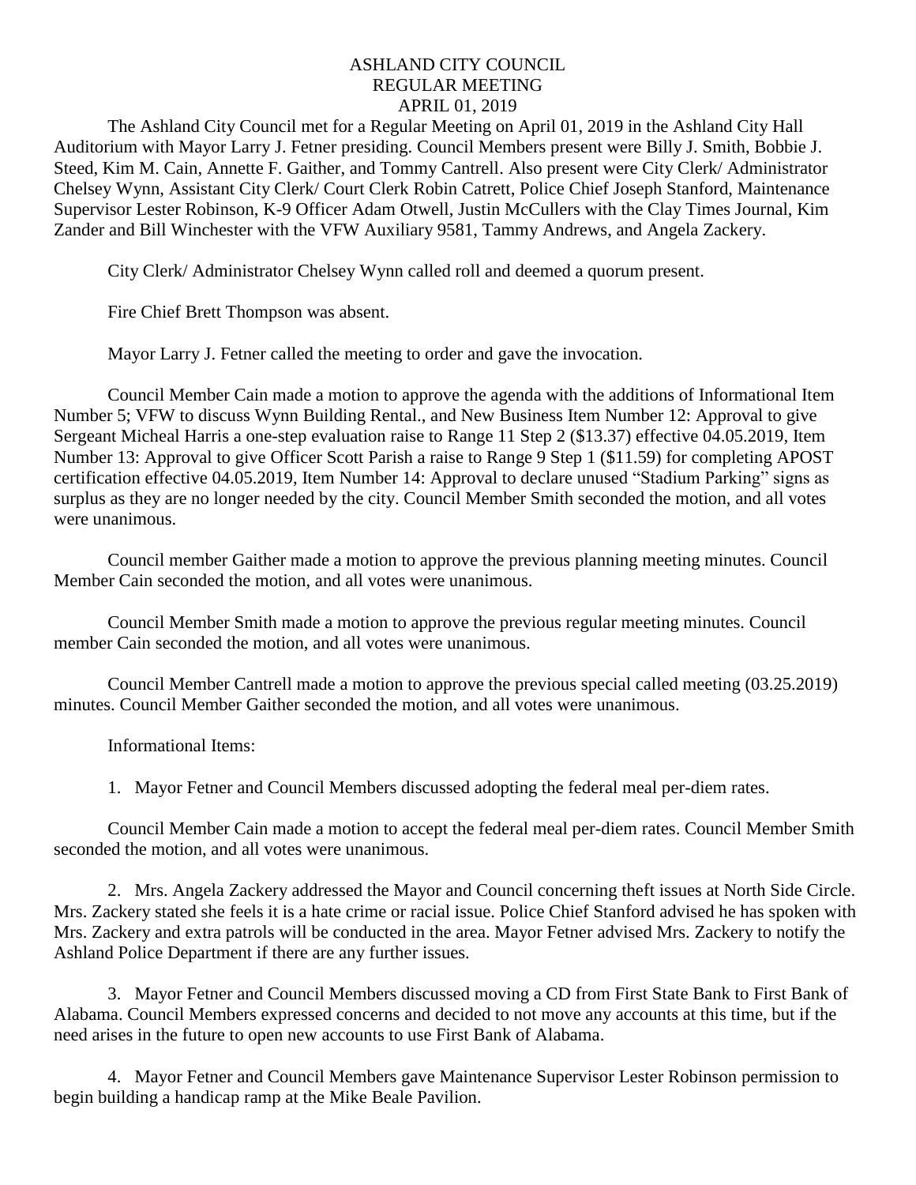# ASHLAND CITY COUNCIL
## REGULAR MEETING
## APRIL 01, 2019

The Ashland City Council met for a Regular Meeting on April 01, 2019 in the Ashland City Hall Auditorium with Mayor Larry J. Fetner presiding. Council Members present were Billy J. Smith, Bobbie J. Steed, Kim M. Cain, Annette F. Gaither, and Tommy Cantrell. Also present were City Clerk/ Administrator Chelsey Wynn, Assistant City Clerk/ Court Clerk Robin Catrett, Police Chief Joseph Stanford, Maintenance Supervisor Lester Robinson, K-9 Officer Adam Otwell, Justin McCullers with the Clay Times Journal, Kim Zander and Bill Winchester with the VFW Auxiliary 9581, Tammy Andrews, and Angela Zackery.

City Clerk/ Administrator Chelsey Wynn called roll and deemed a quorum present.

Fire Chief Brett Thompson was absent.

Mayor Larry J. Fetner called the meeting to order and gave the invocation.

Council Member Cain made a motion to approve the agenda with the additions of Informational Item Number 5; VFW to discuss Wynn Building Rental., and New Business Item Number 12: Approval to give Sergeant Micheal Harris a one-step evaluation raise to Range 11 Step 2 ($13.37) effective 04.05.2019, Item Number 13: Approval to give Officer Scott Parish a raise to Range 9 Step 1 ($11.59) for completing APOST certification effective 04.05.2019, Item Number 14: Approval to declare unused "Stadium Parking" signs as surplus as they are no longer needed by the city. Council Member Smith seconded the motion, and all votes were unanimous.

Council member Gaither made a motion to approve the previous planning meeting minutes. Council Member Cain seconded the motion, and all votes were unanimous.

Council Member Smith made a motion to approve the previous regular meeting minutes. Council member Cain seconded the motion, and all votes were unanimous.

Council Member Cantrell made a motion to approve the previous special called meeting (03.25.2019) minutes. Council Member Gaither seconded the motion, and all votes were unanimous.

Informational Items:

1. Mayor Fetner and Council Members discussed adopting the federal meal per-diem rates.

Council Member Cain made a motion to accept the federal meal per-diem rates. Council Member Smith seconded the motion, and all votes were unanimous.

2. Mrs. Angela Zackery addressed the Mayor and Council concerning theft issues at North Side Circle. Mrs. Zackery stated she feels it is a hate crime or racial issue. Police Chief Stanford advised he has spoken with Mrs. Zackery and extra patrols will be conducted in the area. Mayor Fetner advised Mrs. Zackery to notify the Ashland Police Department if there are any further issues.

3. Mayor Fetner and Council Members discussed moving a CD from First State Bank to First Bank of Alabama. Council Members expressed concerns and decided to not move any accounts at this time, but if the need arises in the future to open new accounts to use First Bank of Alabama.

4. Mayor Fetner and Council Members gave Maintenance Supervisor Lester Robinson permission to begin building a handicap ramp at the Mike Beale Pavilion.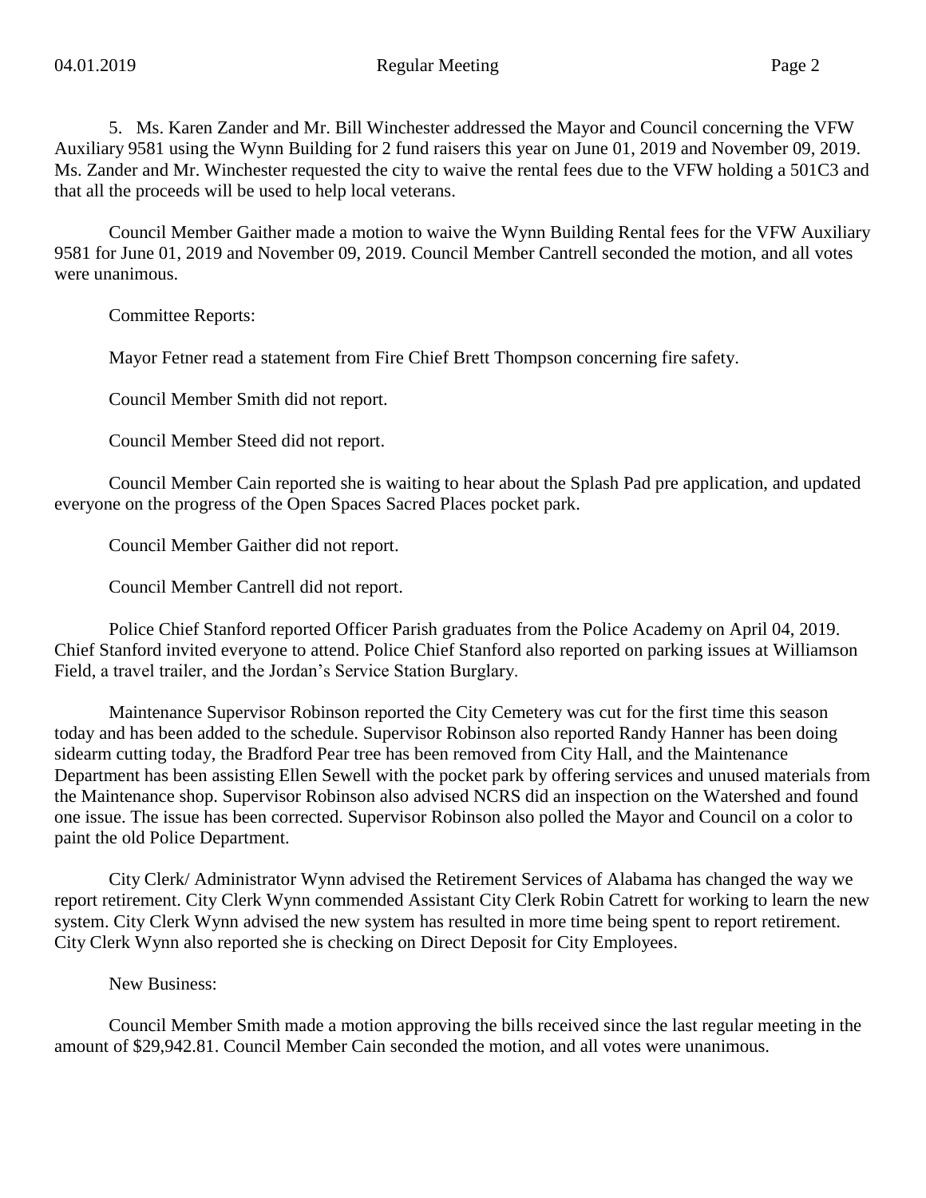5. Ms. Karen Zander and Mr. Bill Winchester addressed the Mayor and Council concerning the VFW Auxiliary 9581 using the Wynn Building for 2 fund raisers this year on June 01, 2019 and November 09, 2019. Ms. Zander and Mr. Winchester requested the city to waive the rental fees due to the VFW holding a 501C3 and that all the proceeds will be used to help local veterans.

Council Member Gaither made a motion to waive the Wynn Building Rental fees for the VFW Auxiliary 9581 for June 01, 2019 and November 09, 2019. Council Member Cantrell seconded the motion, and all votes were unanimous.

Committee Reports:

Mayor Fetner read a statement from Fire Chief Brett Thompson concerning fire safety.

Council Member Smith did not report.

Council Member Steed did not report.

Council Member Cain reported she is waiting to hear about the Splash Pad pre application, and updated everyone on the progress of the Open Spaces Sacred Places pocket park.

Council Member Gaither did not report.

Council Member Cantrell did not report.

Police Chief Stanford reported Officer Parish graduates from the Police Academy on April 04, 2019. Chief Stanford invited everyone to attend. Police Chief Stanford also reported on parking issues at Williamson Field, a travel trailer, and the Jordan's Service Station Burglary.

Maintenance Supervisor Robinson reported the City Cemetery was cut for the first time this season today and has been added to the schedule. Supervisor Robinson also reported Randy Hanner has been doing sidearm cutting today, the Bradford Pear tree has been removed from City Hall, and the Maintenance Department has been assisting Ellen Sewell with the pocket park by offering services and unused materials from the Maintenance shop. Supervisor Robinson also advised NCRS did an inspection on the Watershed and found one issue. The issue has been corrected. Supervisor Robinson also polled the Mayor and Council on a color to paint the old Police Department.

City Clerk/ Administrator Wynn advised the Retirement Services of Alabama has changed the way we report retirement. City Clerk Wynn commended Assistant City Clerk Robin Catrett for working to learn the new system. City Clerk Wynn advised the new system has resulted in more time being spent to report retirement. City Clerk Wynn also reported she is checking on Direct Deposit for City Employees.

New Business:

Council Member Smith made a motion approving the bills received since the last regular meeting in the amount of $29,942.81. Council Member Cain seconded the motion, and all votes were unanimous.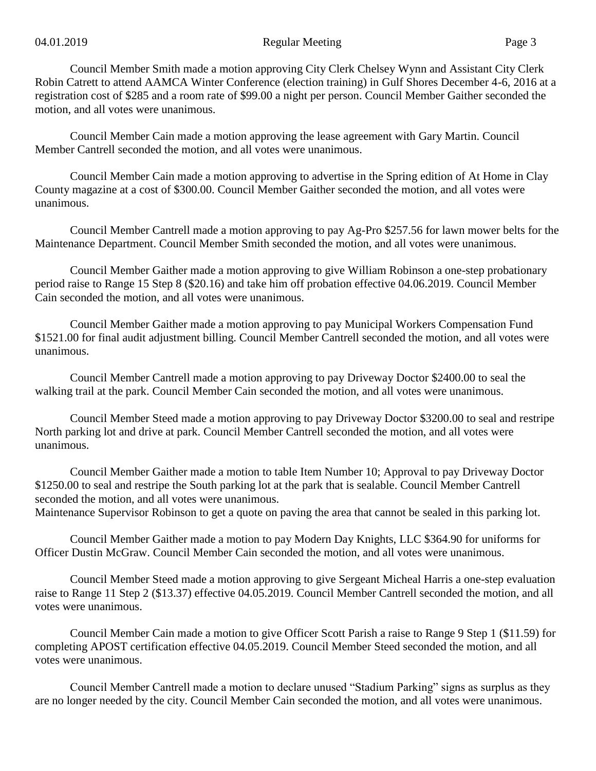Council Member Smith made a motion approving City Clerk Chelsey Wynn and Assistant City Clerk Robin Catrett to attend AAMCA Winter Conference (election training) in Gulf Shores December 4-6, 2016 at a registration cost of $285 and a room rate of $99.00 a night per person. Council Member Gaither seconded the motion, and all votes were unanimous.

Council Member Cain made a motion approving the lease agreement with Gary Martin. Council Member Cantrell seconded the motion, and all votes were unanimous.

Council Member Cain made a motion approving to advertise in the Spring edition of At Home in Clay County magazine at a cost of $300.00. Council Member Gaither seconded the motion, and all votes were unanimous.

Council Member Cantrell made a motion approving to pay Ag-Pro $257.56 for lawn mower belts for the Maintenance Department. Council Member Smith seconded the motion, and all votes were unanimous.

Council Member Gaither made a motion approving to give William Robinson a one-step probationary period raise to Range 15 Step 8 ($20.16) and take him off probation effective 04.06.2019. Council Member Cain seconded the motion, and all votes were unanimous.

Council Member Gaither made a motion approving to pay Municipal Workers Compensation Fund $1521.00 for final audit adjustment billing. Council Member Cantrell seconded the motion, and all votes were unanimous.

Council Member Cantrell made a motion approving to pay Driveway Doctor $2400.00 to seal the walking trail at the park. Council Member Cain seconded the motion, and all votes were unanimous.

Council Member Steed made a motion approving to pay Driveway Doctor $3200.00 to seal and restripe North parking lot and drive at park. Council Member Cantrell seconded the motion, and all votes were unanimous.

Council Member Gaither made a motion to table Item Number 10; Approval to pay Driveway Doctor $1250.00 to seal and restripe the South parking lot at the park that is sealable. Council Member Cantrell seconded the motion, and all votes were unanimous.
Maintenance Supervisor Robinson to get a quote on paving the area that cannot be sealed in this parking lot.

Council Member Gaither made a motion to pay Modern Day Knights, LLC $364.90 for uniforms for Officer Dustin McGraw. Council Member Cain seconded the motion, and all votes were unanimous.

Council Member Steed made a motion approving to give Sergeant Micheal Harris a one-step evaluation raise to Range 11 Step 2 ($13.37) effective 04.05.2019. Council Member Cantrell seconded the motion, and all votes were unanimous.

Council Member Cain made a motion to give Officer Scott Parish a raise to Range 9 Step 1 ($11.59) for completing APOST certification effective 04.05.2019. Council Member Steed seconded the motion, and all votes were unanimous.

Council Member Cantrell made a motion to declare unused "Stadium Parking" signs as surplus as they are no longer needed by the city. Council Member Cain seconded the motion, and all votes were unanimous.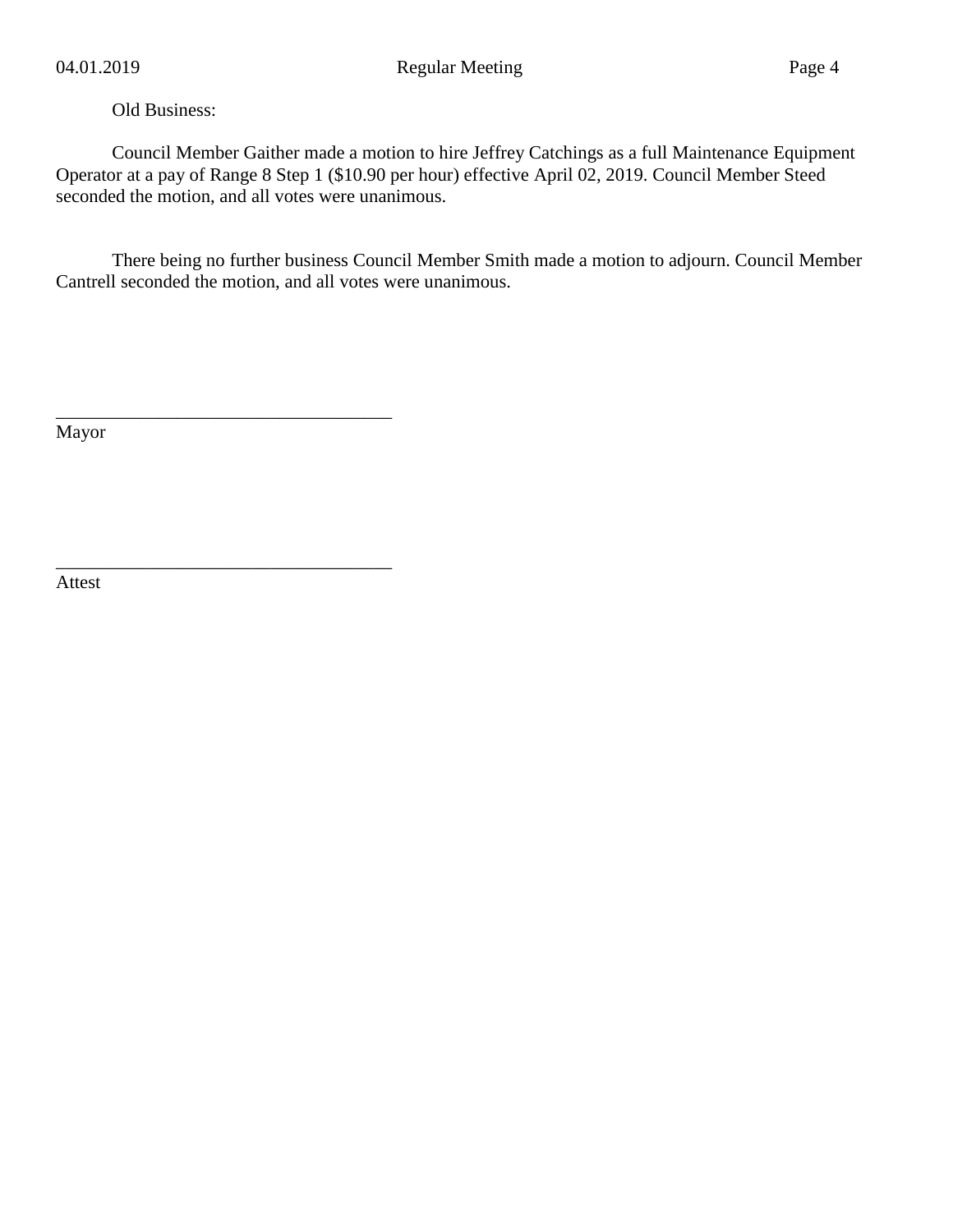Old Business:

Council Member Gaither made a motion to hire Jeffrey Catchings as a full Maintenance Equipment Operator at a pay of Range 8 Step 1 ($10.90 per hour) effective April 02, 2019. Council Member Steed seconded the motion, and all votes were unanimous.

There being no further business Council Member Smith made a motion to adjourn. Council Member Cantrell seconded the motion, and all votes were unanimous.

\_\_\_\_\_\_\_\_\_\_\_\_\_\_\_\_\_\_\_\_\_\_\_\_\_\_\_\_\_\_\_\_\_\_\_\_

Mayor

\_\_\_\_\_\_\_\_\_\_\_\_\_\_\_\_\_\_\_\_\_\_\_\_\_\_\_\_\_\_\_\_\_\_\_\_

Attest